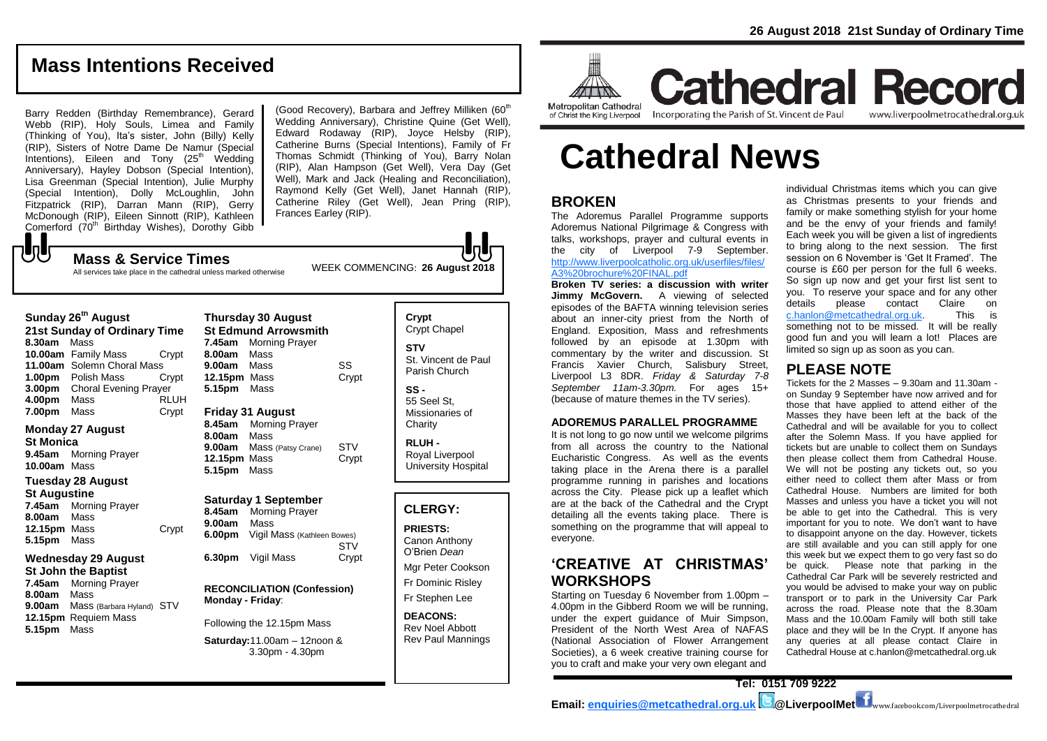# Mass Intentions Received

Barry Redden (Birthday Remembrance), Gerard Webb (RIP), Holy Souls, Limea and Family (Thinking of You), Ita's sister, John (Billy) Kelly (RIP), Sisters of Notre Dame De Namur (Special Intentions), Eileen and Tony (25th Wedding Anniversary), Hayley Dobson (Special Intention), Lisa Greenman (Special Intention), Julie Murphy (Special Intention), Dolly McLoughlin, John Fitzpatrick (RIP), Darran Mann (RIP), Gerry McDonough (RIP), Eileen Sinnott (RIP), Kathleen Comerford (70th Birthday Wishes), Dorothy Gibb (Good Recovery), Barbara and Jeffrey Milliken (60th Wedding Anniversary), Christine Quine (Get Well), Edward Rodaway (RIP), Joyce Helsby (RIP), Catherine Burns (Special Intentions), Family of Fr Thomas Schmidt (Thinking of You), Barry Nolan (RIP), Alan Hampson (Get Well), Vera Day (Get Well), Mark and Jack (Healing and Reconciliation), Raymond Kelly (Get Well), Janet Hannah (RIP), Catherine Riley (Get Well), Jean Pring (RIP), Frances Earley (RIP).

## Mass & Service Times

All services take place in the cathedral unless marked otherwise

WEEK COMMENCING: **26 August 2018**

**Sunday 26th August**
**21st Sunday of Ordinary Time**

| | | |
|---|---|---|
| **8.30am** | Mass | |
| **10.00am** | Family Mass | Crypt |
| **11.00am** | Solemn Choral Mass | |
| **1.00pm** | Polish Mass | Crypt |
| **3.00pm** | Choral Evening Prayer | |
| **4.00pm** | Mass | RLUH |
| **7.00pm** | Mass | Crypt |

**Monday 27 August**
**St Monica**

| | | |
|---|---|---|
| **9.45am** | Morning Prayer | |
| **10.00am** | Mass | |

**Tuesday 28 August**
**St Augustine**

| | | |
|---|---|---|
| **7.45am** | Morning Prayer | |
| **8.00am** | Mass | |
| **12.15pm** | Mass | Crypt |
| **5.15pm** | Mass | |

**Wednesday 29 August**
**St John the Baptist**

| | | |
|---|---|---|
| **7.45am** | Morning Prayer | |
| **8.00am** | Mass | |
| **9.00am** | Mass (Barbara Hyland) | STV |
| **12.15pm** | Requiem Mass | |
| **5.15pm** | Mass | |

**Thursday 30 August**
**St Edmund Arrowsmith**

| | | |
|---|---|---|
| **7.45am** | Morning Prayer | |
| **8.00am** | Mass | |
| **9.00am** | Mass | SS |
| **12.15pm** | Mass | Crypt |
| **5.15pm** | Mass | |

**Friday 31 August**

| | | |
|---|---|---|
| **8.45am** | Morning Prayer | |
| **8.00am** | Mass | |
| **9.00am** | Mass (Patsy Crane) | STV |
| **12.15pm** | Mass | Crypt |
| **5.15pm** | Mass | |

**Saturday 1 September**

| | | |
|---|---|---|
| **8.45am** | Morning Prayer | |
| **9.00am** | Mass | |
| **6.00pm** | Vigil Mass (Kathleen Bowes) | STV |
| **6.30pm** | Vigil Mass | Crypt |

**RECONCILIATION (Confession)**
**Monday - Friday**:

Following the 12.15pm Mass

**Saturday:** 11.00am – 12noon & 3.30pm - 4.30pm

**Crypt** Crypt Chapel

**STV** St. Vincent de Paul Parish Church

**SS -** 55 Seel St, Missionaries of Charity

**RLUH -** Royal Liverpool University Hospital

## CLERGY:

**PRIESTS:**
Canon Anthony O'Brien *Dean*
Mgr Peter Cookson
Fr Dominic Risley
Fr Stephen Lee

**DEACONS:**
Rev Noel Abbott
Rev Paul Mannings

**26 August 2018 21st Sunday of Ordinary Time**

Metropolitan Cathedral of Christ the King Liverpool

# Cathedral Record

Incorporating the Parish of St. Vincent de Paul

www.liverpoolmetrocathedral.org.uk

# Cathedral News

## BROKEN

The Adoremus Parallel Programme supports Adoremus National Pilgrimage & Congress with talks, workshops, prayer and cultural events in the city of Liverpool 7-9 September. http://www.liverpoolcatholic.org.uk/userfiles/files/A3%20brochure%20FINAL.pdf

**Broken TV series: a discussion with writer Jimmy McGovern.** A viewing of selected episodes of the BAFTA winning television series about an inner-city priest from the North of England. Exposition, Mass and refreshments followed by an episode at 1.30pm with commentary by the writer and discussion. St Francis Xavier Church, Salisbury Street, Liverpool L3 8DR. *Friday & Saturday 7-8 September 11am-3.30pm.* For ages 15+ (because of mature themes in the TV series).

### ADOREMUS PARALLEL PROGRAMME

It is not long to go now until we welcome pilgrims from all across the country to the National Eucharistic Congress. As well as the events taking place in the Arena there is a parallel programme running in parishes and locations across the City. Please pick up a leaflet which are at the back of the Cathedral and the Crypt detailing all the events taking place. There is something on the programme that will appeal to everyone.

## 'CREATIVE AT CHRISTMAS' WORKSHOPS

Starting on Tuesday 6 November from 1.00pm – 4.00pm in the Gibberd Room we will be running, under the expert guidance of Muir Simpson, President of the North West Area of NAFAS (National Association of Flower Arrangement Societies), a 6 week creative training course for you to craft and make your very own elegant and individual Christmas items which you can give as Christmas presents to your friends and family or make something stylish for your home and be the envy of your friends and family! Each week you will be given a list of ingredients to bring along to the next session. The first session on 6 November is 'Get It Framed'. The course is £60 per person for the full 6 weeks. So sign up now and get your first list sent to you. To reserve your space and for any other details please contact Claire on c.hanlon@metcathedral.org.uk. This is something not to be missed. It will be really good fun and you will learn a lot! Places are limited so sign up as soon as you can.

## PLEASE NOTE

Tickets for the 2 Masses – 9.30am and 11.30am - on Sunday 9 September have now arrived and for those that have applied to attend either of the Masses they have been left at the back of the Cathedral and will be available for you to collect after the Solemn Mass. If you have applied for tickets but are unable to collect them on Sundays then please collect them from Cathedral House. We will not be posting any tickets out, so you either need to collect them after Mass or from Cathedral House. Numbers are limited for both Masses and unless you have a ticket you will not be able to get into the Cathedral. This is very important for you to note. We don't want to have to disappoint anyone on the day. However, tickets are still available and you can still apply for one this week but we expect them to go very fast so do be quick. Please note that parking in the Cathedral Car Park will be severely restricted and you would be advised to make your way on public transport or to park in the University Car Park across the road. Please note that the 8.30am Mass and the 10.00am Family will both still take place and they will be In the Crypt. If anyone has any queries at all please contact Claire in Cathedral House at c.hanlon@metcathedral.org.uk

**Tel: 0151 709 9222**

**Email: enquiries@metcathedral.org.uk @LiverpoolMet** www.facebook.com/Liverpoolmetrocathedral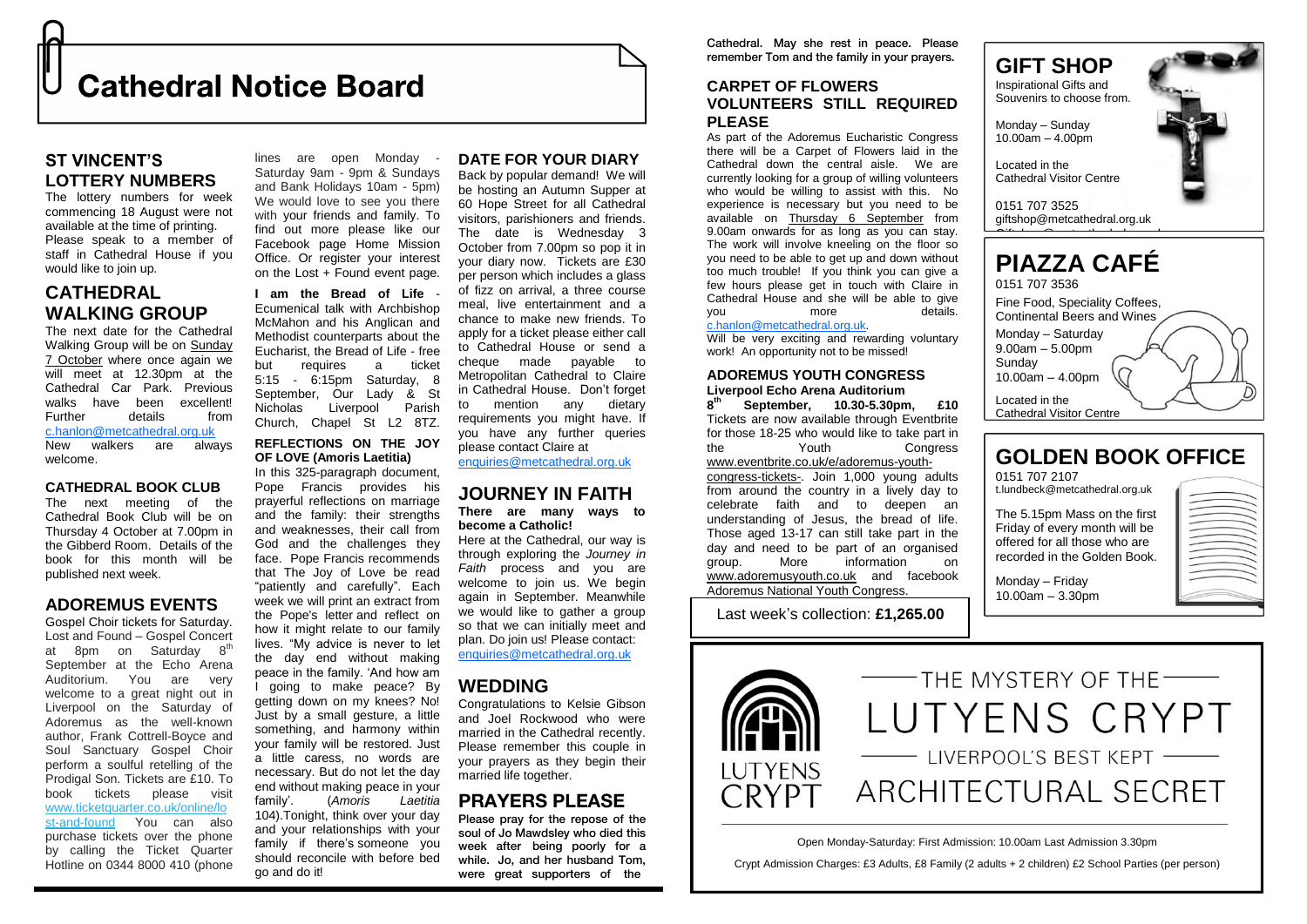# Cathedral Notice Board

## ST VINCENT'S LOTTERY NUMBERS

The lottery numbers for week commencing 18 August were not available at the time of printing. Please speak to a member of staff in Cathedral House if you would like to join up.

## CATHEDRAL WALKING GROUP

The next date for the Cathedral Walking Group will be on Sunday 7 October where once again we will meet at 12.30pm at the Cathedral Car Park. Previous walks have been excellent! Further details from c.hanlon@metcathedral.org.uk New walkers are always welcome.

### CATHEDRAL BOOK CLUB

The next meeting of the Cathedral Book Club will be on Thursday 4 October at 7.00pm in the Gibberd Room. Details of the book for this month will be published next week.

## ADOREMUS EVENTS

Gospel Choir tickets for Saturday. Lost and Found – Gospel Concert at 8pm on Saturday 8th September at the Echo Arena Auditorium. You are very welcome to a great night out in Liverpool on the Saturday of Adoremus as the well-known author, Frank Cottrell-Boyce and Soul Sanctuary Gospel Choir perform a soulful retelling of the Prodigal Son. Tickets are £10. To book tickets please visit www.ticketquarter.co.uk/online/lost-and-found You can also purchase tickets over the phone by calling the Ticket Quarter Hotline on 0344 8000 410 (phone lines are open Monday - Saturday 9am - 9pm & Sundays and Bank Holidays 10am - 5pm) We would love to see you there with your friends and family. To find out more please like our Facebook page Home Mission Office. Or register your interest on the Lost + Found event page.

**I am the Bread of Life** - Ecumenical talk with Archbishop McMahon and his Anglican and Methodist counterparts about the Eucharist, the Bread of Life - free but requires a ticket 5:15 - 6:15pm Saturday, 8 September, Our Lady & St Nicholas Liverpool Parish Church, Chapel St L2 8TZ.

### REFLECTIONS ON THE JOY OF LOVE (Amoris Laetitia)

In this 325-paragraph document, Pope Francis provides his prayerful reflections on marriage and the family: their strengths and weaknesses, their call from God and the challenges they face. Pope Francis recommends that The Joy of Love be read "patiently and carefully". Each week we will print an extract from the Pope's letter and reflect on how it might relate to our family lives. "My advice is never to let the day end without making peace in the family. 'And how am I going to make peace? By getting down on my knees? No! Just by a small gesture, a little something, and harmony within your family will be restored. Just a little caress, no words are necessary. But do not let the day end without making peace in your family'. (*Amoris Laetitia* 104).Tonight, think over your day and your relationships with your family if there's someone you should reconcile with before bed go and do it!

### DATE FOR YOUR DIARY

Back by popular demand! We will be hosting an Autumn Supper at 60 Hope Street for all Cathedral visitors, parishioners and friends. The date is Wednesday 3 October from 7.00pm so pop it in your diary now. Tickets are £30 per person which includes a glass of fizz on arrival, a three course meal, live entertainment and a chance to make new friends. To apply for a ticket please either call to Cathedral House or send a cheque made payable to Metropolitan Cathedral to Claire in Cathedral House. Don't forget to mention any dietary requirements you might have. If you have any further queries please contact Claire at enquiries@metcathedral.org.uk

## JOURNEY IN FAITH

**There are many ways to become a Catholic!**

Here at the Cathedral, our way is through exploring the *Journey in Faith* process and you are welcome to join us. We begin again in September. Meanwhile we would like to gather a group so that we can initially meet and plan. Do join us! Please contact: enquiries@metcathedral.org.uk

## WEDDING

Congratulations to Kelsie Gibson and Joel Rockwood who were married in the Cathedral recently. Please remember this couple in your prayers as they begin their married life together.

## PRAYERS PLEASE

**Please pray for the repose of the soul of Jo Mawdsley who died this week after being poorly for a while. Jo, and her husband Tom, were great supporters of the Cathedral. May she rest in peace. Please remember Tom and the family in your prayers.**

### CARPET OF FLOWERS VOLUNTEERS STILL REQUIRED PLEASE

As part of the Adoremus Eucharistic Congress there will be a Carpet of Flowers laid in the Cathedral down the central aisle. We are currently looking for a group of willing volunteers who would be willing to assist with this. No experience is necessary but you need to be available on Thursday 6 September from 9.00am onwards for as long as you can stay. The work will involve kneeling on the floor so you need to be able to get up and down without too much trouble! If you think you can give a few hours please get in touch with Claire in Cathedral House and she will be able to give you more details. c.hanlon@metcathedral.org.uk.

Will be very exciting and rewarding voluntary work! An opportunity not to be missed!

### ADOREMUS YOUTH CONGRESS

**Liverpool Echo Arena Auditorium**

**8th September, 10.30-5.30pm, £10**

Tickets are now available through Eventbrite for those 18-25 who would like to take part in the Youth Congress www.eventbrite.co.uk/e/adoremus-youth-congress-tickets-. Join 1,000 young adults from around the country in a lively day to celebrate faith and to deepen an understanding of Jesus, the bread of life. Those aged 13-17 can still take part in the day and need to be part of an organised group. More information on www.adoremusyouth.co.uk and facebook Adoremus National Youth Congress.

Last week's collection: **£1,265.00**

## GIFT SHOP

Inspirational Gifts and Souvenirs to choose from.

Monday – Sunday
10.00am – 4.00pm

Located in the Cathedral Visitor Centre

0151 707 3525
giftshop@metcathedral.org.uk

## PIAZZA CAFÉ

0151 707 3536

Fine Food, Speciality Coffees, Continental Beers and Wines

Monday – Saturday
9.00am – 5.00pm
Sunday
10.00am – 4.00pm

Located in the Cathedral Visitor Centre

## GOLDEN BOOK OFFICE

0151 707 2107
t.lundbeck@metcathedral.org.uk

The 5.15pm Mass on the first Friday of every month will be offered for all those who are recorded in the Golden Book.

Monday – Friday
10.00am – 3.30pm

LUTYENS CRYPT

THE MYSTERY OF THE LUTYENS CRYPT

LIVERPOOL'S BEST KEPT ARCHITECTURAL SECRET

Open Monday-Saturday: First Admission: 10.00am Last Admission 3.30pm

Crypt Admission Charges: £3 Adults, £8 Family (2 adults + 2 children) £2 School Parties (per person)